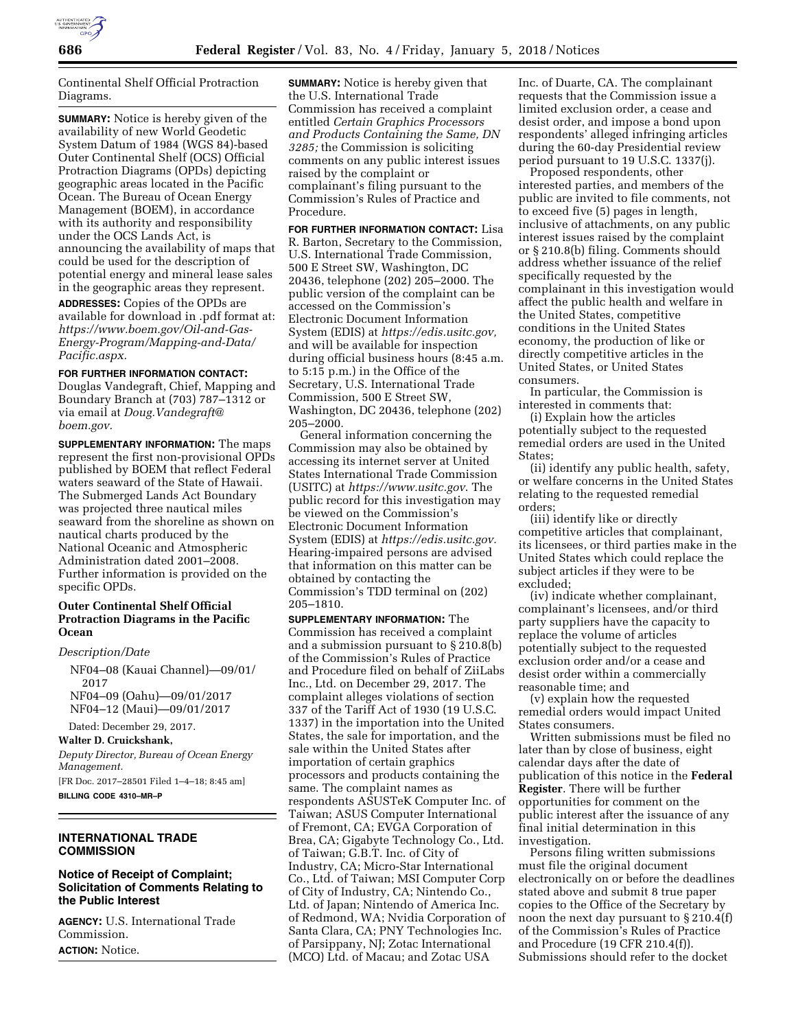Continental Shelf Official Protraction Diagrams.

**SUMMARY:** Notice is hereby given of the availability of new World Geodetic System Datum of 1984 (WGS 84)-based Outer Continental Shelf (OCS) Official Protraction Diagrams (OPDs) depicting geographic areas located in the Pacific Ocean. The Bureau of Ocean Energy Management (BOEM), in accordance with its authority and responsibility under the OCS Lands Act, is announcing the availability of maps that could be used for the description of potential energy and mineral lease sales in the geographic areas they represent.

**ADDRESSES:** Copies of the OPDs are available for download in .pdf format at: *https://www.boem.gov/Oil-and-Gas-Energy-Program/Mapping-and-Data/Pacific.aspx.*

**FOR FURTHER INFORMATION CONTACT:** Douglas Vandegraft, Chief, Mapping and Boundary Branch at (703) 787–1312 or via email at *Doug.Vandegraft@boem.gov.*

**SUPPLEMENTARY INFORMATION:** The maps represent the first non-provisional OPDs published by BOEM that reflect Federal waters seaward of the State of Hawaii. The Submerged Lands Act Boundary was projected three nautical miles seaward from the shoreline as shown on nautical charts produced by the National Oceanic and Atmospheric Administration dated 2001–2008. Further information is provided on the specific OPDs.

### Outer Continental Shelf Official Protraction Diagrams in the Pacific Ocean

*Description/Date*

NF04–08 (Kauai Channel)—09/01/2017
NF04–09 (Oahu)—09/01/2017
NF04–12 (Maui)—09/01/2017

Dated: December 29, 2017.

**Walter D. Cruickshank,**

*Deputy Director, Bureau of Ocean Energy Management.*

[FR Doc. 2017–28501 Filed 1–4–18; 8:45 am]

**BILLING CODE 4310–MR–P**

## INTERNATIONAL TRADE COMMISSION

### Notice of Receipt of Complaint; Solicitation of Comments Relating to the Public Interest

**AGENCY:** U.S. International Trade Commission.

**ACTION:** Notice.

**SUMMARY:** Notice is hereby given that the U.S. International Trade Commission has received a complaint entitled *Certain Graphics Processors and Products Containing the Same, DN 3285;* the Commission is soliciting comments on any public interest issues raised by the complaint or complainant's filing pursuant to the Commission's Rules of Practice and Procedure.

**FOR FURTHER INFORMATION CONTACT:** Lisa R. Barton, Secretary to the Commission, U.S. International Trade Commission, 500 E Street SW, Washington, DC 20436, telephone (202) 205–2000. The public version of the complaint can be accessed on the Commission's Electronic Document Information System (EDIS) at *https://edis.usitc.gov,* and will be available for inspection during official business hours (8:45 a.m. to 5:15 p.m.) in the Office of the Secretary, U.S. International Trade Commission, 500 E Street SW, Washington, DC 20436, telephone (202) 205–2000.

General information concerning the Commission may also be obtained by accessing its internet server at United States International Trade Commission (USITC) at *https://www.usitc.gov*. The public record for this investigation may be viewed on the Commission's Electronic Document Information System (EDIS) at *https://edis.usitc.gov.* Hearing-impaired persons are advised that information on this matter can be obtained by contacting the Commission's TDD terminal on (202) 205–1810.

**SUPPLEMENTARY INFORMATION:** The Commission has received a complaint and a submission pursuant to § 210.8(b) of the Commission's Rules of Practice and Procedure filed on behalf of ZiiLabs Inc., Ltd. on December 29, 2017. The complaint alleges violations of section 337 of the Tariff Act of 1930 (19 U.S.C. 1337) in the importation into the United States, the sale for importation, and the sale within the United States after importation of certain graphics processors and products containing the same. The complaint names as respondents ASUSTeK Computer Inc. of Taiwan; ASUS Computer International of Fremont, CA; EVGA Corporation of Brea, CA; Gigabyte Technology Co., Ltd. of Taiwan; G.B.T. Inc. of City of Industry, CA; Micro-Star International Co., Ltd. of Taiwan; MSI Computer Corp of City of Industry, CA; Nintendo Co., Ltd. of Japan; Nintendo of America Inc. of Redmond, WA; Nvidia Corporation of Santa Clara, CA; PNY Technologies Inc. of Parsippany, NJ; Zotac International (MCO) Ltd. of Macau; and Zotac USA Inc. of Duarte, CA. The complainant requests that the Commission issue a limited exclusion order, a cease and desist order, and impose a bond upon respondents' alleged infringing articles during the 60-day Presidential review period pursuant to 19 U.S.C. 1337(j).

Proposed respondents, other interested parties, and members of the public are invited to file comments, not to exceed five (5) pages in length, inclusive of attachments, on any public interest issues raised by the complaint or § 210.8(b) filing. Comments should address whether issuance of the relief specifically requested by the complainant in this investigation would affect the public health and welfare in the United States, competitive conditions in the United States economy, the production of like or directly competitive articles in the United States, or United States consumers.

In particular, the Commission is interested in comments that:

(i) Explain how the articles potentially subject to the requested remedial orders are used in the United States;

(ii) identify any public health, safety, or welfare concerns in the United States relating to the requested remedial orders;

(iii) identify like or directly competitive articles that complainant, its licensees, or third parties make in the United States which could replace the subject articles if they were to be excluded;

(iv) indicate whether complainant, complainant's licensees, and/or third party suppliers have the capacity to replace the volume of articles potentially subject to the requested exclusion order and/or a cease and desist order within a commercially reasonable time; and

(v) explain how the requested remedial orders would impact United States consumers.

Written submissions must be filed no later than by close of business, eight calendar days after the date of publication of this notice in the **Federal Register**. There will be further opportunities for comment on the public interest after the issuance of any final initial determination in this investigation.

Persons filing written submissions must file the original document electronically on or before the deadlines stated above and submit 8 true paper copies to the Office of the Secretary by noon the next day pursuant to § 210.4(f) of the Commission's Rules of Practice and Procedure (19 CFR 210.4(f)). Submissions should refer to the docket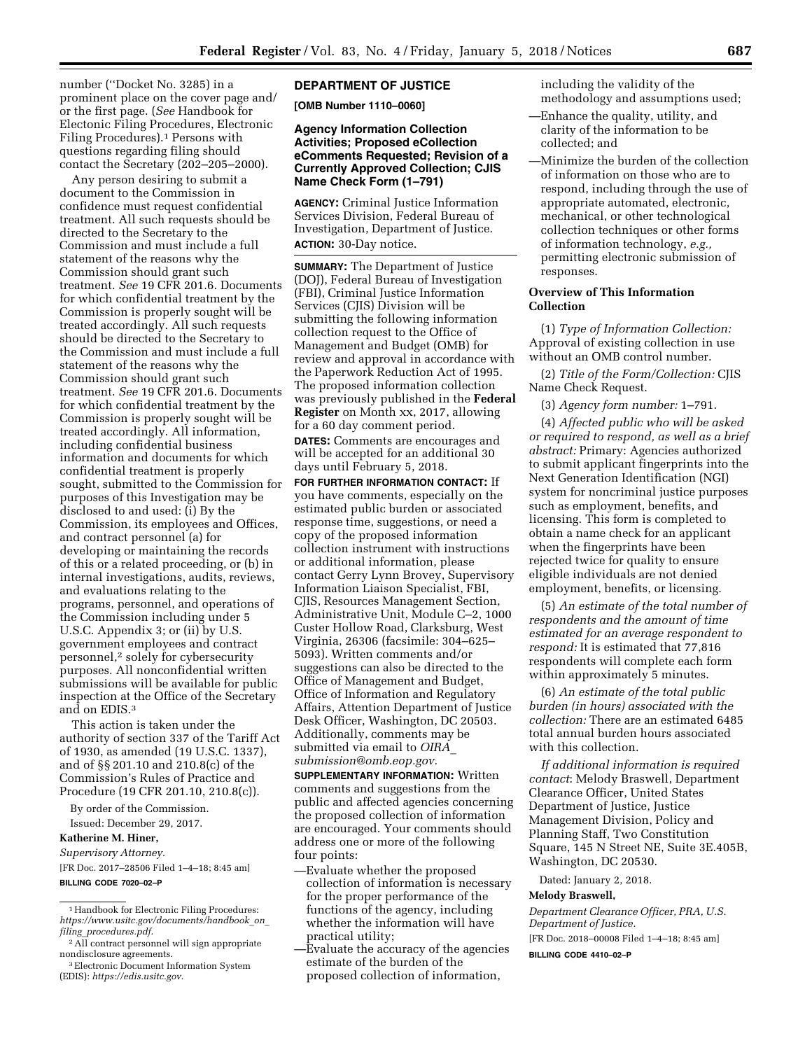number (''Docket No. 3285) in a prominent place on the cover page and/or the first page. (*See* Handbook for Electonic Filing Procedures, Electronic Filing Procedures).[1] Persons with questions regarding filing should contact the Secretary (202–205–2000).

Any person desiring to submit a document to the Commission in confidence must request confidential treatment. All such requests should be directed to the Secretary to the Commission and must include a full statement of the reasons why the Commission should grant such treatment. *See* 19 CFR 201.6. Documents for which confidential treatment by the Commission is properly sought will be treated accordingly. All such requests should be directed to the Secretary to the Commission and must include a full statement of the reasons why the Commission should grant such treatment. *See* 19 CFR 201.6. Documents for which confidential treatment by the Commission is properly sought will be treated accordingly. All information, including confidential business information and documents for which confidential treatment is properly sought, submitted to the Commission for purposes of this Investigation may be disclosed to and used: (i) By the Commission, its employees and Offices, and contract personnel (a) for developing or maintaining the records of this or a related proceeding, or (b) in internal investigations, audits, reviews, and evaluations relating to the programs, personnel, and operations of the Commission including under 5 U.S.C. Appendix 3; or (ii) by U.S. government employees and contract personnel,[2] solely for cybersecurity purposes. All nonconfidential written submissions will be available for public inspection at the Office of the Secretary and on EDIS.[3]

This action is taken under the authority of section 337 of the Tariff Act of 1930, as amended (19 U.S.C. 1337), and of §§ 201.10 and 210.8(c) of the Commission's Rules of Practice and Procedure (19 CFR 201.10, 210.8(c)).

By order of the Commission.

Issued: December 29, 2017.

**Katherine M. Hiner,**

*Supervisory Attorney.*

[FR Doc. 2017–28506 Filed 1–4–18; 8:45 am]

**BILLING CODE 7020–02–P**

[1] Handbook for Electronic Filing Procedures: *https://www.usitc.gov/documents/handbook_on_filing_procedures.pdf*.

[2] All contract personnel will sign appropriate nondisclosure agreements.

[3] Electronic Document Information System (EDIS): *https://edis.usitc.gov*.

## DEPARTMENT OF JUSTICE

**[OMB Number 1110–0060]**

### Agency Information Collection Activities; Proposed eCollection eComments Requested; Revision of a Currently Approved Collection; CJIS Name Check Form (1–791)

**AGENCY:** Criminal Justice Information Services Division, Federal Bureau of Investigation, Department of Justice.

**ACTION:** 30-Day notice.

**SUMMARY:** The Department of Justice (DOJ), Federal Bureau of Investigation (FBI), Criminal Justice Information Services (CJIS) Division will be submitting the following information collection request to the Office of Management and Budget (OMB) for review and approval in accordance with the Paperwork Reduction Act of 1995. The proposed information collection was previously published in the **Federal Register** on Month xx, 2017, allowing for a 60 day comment period.

**DATES:** Comments are encourages and will be accepted for an additional 30 days until February 5, 2018.

**FOR FURTHER INFORMATION CONTACT:** If you have comments, especially on the estimated public burden or associated response time, suggestions, or need a copy of the proposed information collection instrument with instructions or additional information, please contact Gerry Lynn Brovey, Supervisory Information Liaison Specialist, FBI, CJIS, Resources Management Section, Administrative Unit, Module C–2, 1000 Custer Hollow Road, Clarksburg, West Virginia, 26306 (facsimile: 304–625–5093). Written comments and/or suggestions can also be directed to the Office of Management and Budget, Office of Information and Regulatory Affairs, Attention Department of Justice Desk Officer, Washington, DC 20503. Additionally, comments may be submitted via email to *OIRA_submission@omb.eop.gov*.

**SUPPLEMENTARY INFORMATION:** Written comments and suggestions from the public and affected agencies concerning the proposed collection of information are encouraged. Your comments should address one or more of the following four points:

—Evaluate whether the proposed collection of information is necessary for the proper performance of the functions of the agency, including whether the information will have practical utility;

—Evaluate the accuracy of the agencies estimate of the burden of the proposed collection of information, including the validity of the methodology and assumptions used;

—Enhance the quality, utility, and clarity of the information to be collected; and

—Minimize the burden of the collection of information on those who are to respond, including through the use of appropriate automated, electronic, mechanical, or other technological collection techniques or other forms of information technology, *e.g.,* permitting electronic submission of responses.

**Overview of This Information Collection**

(1) *Type of Information Collection:* Approval of existing collection in use without an OMB control number.

(2) *Title of the Form/Collection:* CJIS Name Check Request.

(3) *Agency form number:* 1–791.

(4) *Affected public who will be asked or required to respond, as well as a brief abstract:* Primary: Agencies authorized to submit applicant fingerprints into the Next Generation Identification (NGI) system for noncriminal justice purposes such as employment, benefits, and licensing. This form is completed to obtain a name check for an applicant when the fingerprints have been rejected twice for quality to ensure eligible individuals are not denied employment, benefits, or licensing.

(5) *An estimate of the total number of respondents and the amount of time estimated for an average respondent to respond:* It is estimated that 77,816 respondents will complete each form within approximately 5 minutes.

(6) *An estimate of the total public burden (in hours) associated with the collection:* There are an estimated 6485 total annual burden hours associated with this collection.

*If additional information is required contact*: Melody Braswell, Department Clearance Officer, United States Department of Justice, Justice Management Division, Policy and Planning Staff, Two Constitution Square, 145 N Street NE, Suite 3E.405B, Washington, DC 20530.

Dated: January 2, 2018.

**Melody Braswell,**

*Department Clearance Officer, PRA, U.S. Department of Justice.*

[FR Doc. 2018–00008 Filed 1–4–18; 8:45 am]

**BILLING CODE 4410–02–P**